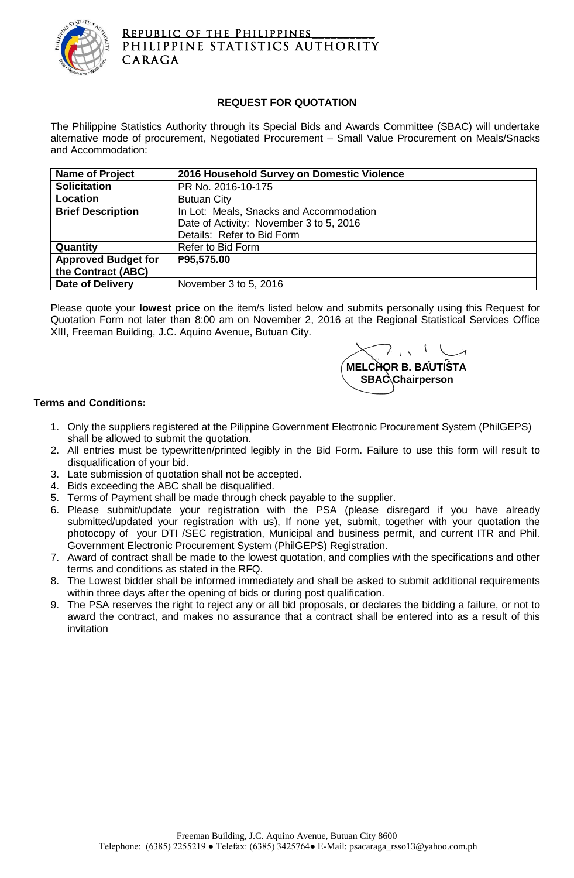Republic of the Philippines
PHILIPPINE STATISTICS AUTHORITY
CARAGA

## REQUEST FOR QUOTATION

The Philippine Statistics Authority through its Special Bids and Awards Committee (SBAC) will undertake alternative mode of procurement, Negotiated Procurement – Small Value Procurement on Meals/Snacks and Accommodation:

| **Name of Project** | **2016 Household Survey on Domestic Violence** |
|---|---|
| **Solicitation** | PR No. 2016-10-175 |
| **Location** | Butuan City |
| **Brief Description** | In Lot: Meals, Snacks and Accommodation<br>Date of Activity: November 3 to 5, 2016<br>Details: Refer to Bid Form |
| **Quantity** | Refer to Bid Form |
| **Approved Budget for the Contract (ABC)** | **₱95,575.00** |
| **Date of Delivery** | November 3 to 5, 2016 |

Please quote your **lowest price** on the item/s listed below and submits personally using this Request for Quotation Form not later than 8:00 am on November 2, 2016 at the Regional Statistical Services Office XIII, Freeman Building, J.C. Aquino Avenue, Butuan City.

**MELCHOR B. BAUTISTA**
**SBAC Chairperson**

**Terms and Conditions:**

1. Only the suppliers registered at the Pilippine Government Electronic Procurement System (PhilGEPS) shall be allowed to submit the quotation.
2. All entries must be typewritten/printed legibly in the Bid Form. Failure to use this form will result to disqualification of your bid.
3. Late submission of quotation shall not be accepted.
4. Bids exceeding the ABC shall be disqualified.
5. Terms of Payment shall be made through check payable to the supplier.
6. Please submit/update your registration with the PSA (please disregard if you have already submitted/updated your registration with us), If none yet, submit, together with your quotation the photocopy of your DTI /SEC registration, Municipal and business permit, and current ITR and Phil. Government Electronic Procurement System (PhilGEPS) Registration.
7. Award of contract shall be made to the lowest quotation, and complies with the specifications and other terms and conditions as stated in the RFQ.
8. The Lowest bidder shall be informed immediately and shall be asked to submit additional requirements within three days after the opening of bids or during post qualification.
9. The PSA reserves the right to reject any or all bid proposals, or declares the bidding a failure, or not to award the contract, and makes no assurance that a contract shall be entered into as a result of this invitation

Freeman Building, J.C. Aquino Avenue, Butuan City 8600
Telephone: (6385) 2255219 ● Telefax: (6385) 3425764● E-Mail: psacaraga_rsso13@yahoo.com.ph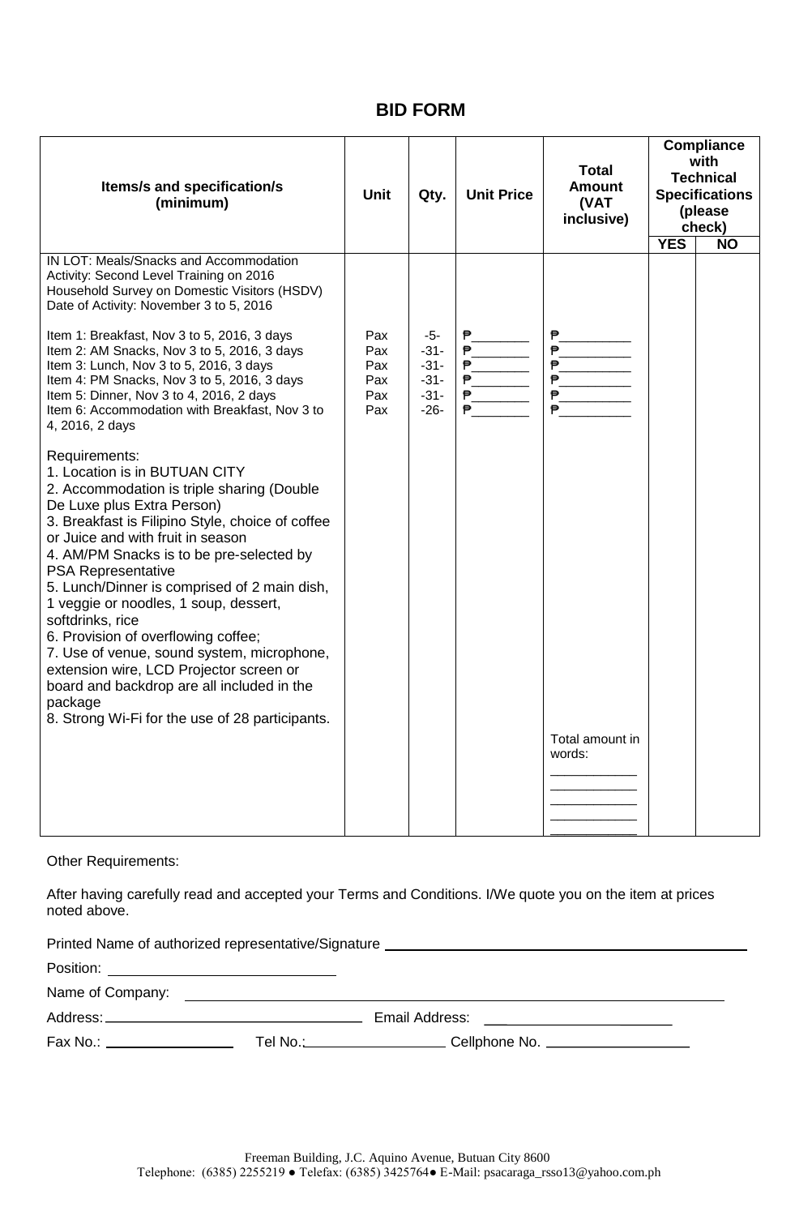# BID FORM

| Items/s and specification/s (minimum) | Unit | Qty. | Unit Price | Total Amount (VAT inclusive) | Compliance with Technical Specifications (please check) | |
|---|---|---|---|---|---|---|
| | | | | | YES | NO |
| IN LOT: Meals/Snacks and Accommodation<br>Activity: Second Level Training on 2016 Household Survey on Domestic Visitors (HSDV)<br>Date of Activity: November 3 to 5, 2016 | | | | | | |
| Item 1: Breakfast, Nov 3 to 5, 2016, 3 days | Pax | -5- | ₱________ | ₱__________ | | |
| Item 2: AM Snacks, Nov 3 to 5, 2016, 3 days | Pax | -31- | ₱________ | ₱__________ | | |
| Item 3: Lunch, Nov 3 to 5, 2016, 3 days | Pax | -31- | ₱________ | ₱__________ | | |
| Item 4: PM Snacks, Nov 3 to 5, 2016, 3 days | Pax | -31- | ₱________ | ₱__________ | | |
| Item 5: Dinner, Nov 3 to 4, 2016, 2 days | Pax | -31- | ₱________ | ₱__________ | | |
| Item 6: Accommodation with Breakfast, Nov 3 to 4, 2016, 2 days | Pax | -26- | ₱________ | ₱__________ | | |
| Requirements:<br>1. Location is in BUTUAN CITY<br>2. Accommodation is triple sharing (Double De Luxe plus Extra Person)<br>3. Breakfast is Filipino Style, choice of coffee or Juice and with fruit in season<br>4. AM/PM Snacks is to be pre-selected by PSA Representative<br>5. Lunch/Dinner is comprised of 2 main dish, 1 veggie or noodles, 1 soup, dessert, softdrinks, rice<br>6. Provision of overflowing coffee;<br>7. Use of venue, sound system, microphone, extension wire, LCD Projector screen or board and backdrop are all included in the package<br>8. Strong Wi-Fi for the use of 28 participants. | | | | Total amount in words:<br>___________<br>___________<br>___________<br>___________<br>___________ | | |

Other Requirements:

After having carefully read and accepted your Terms and Conditions. I/We quote you on the item at prices noted above.

Printed Name of authorized representative/Signature ______________________________

Position: ______________________

Name of Company: ______________________________________________

Address: ______________________ Email Address: ______________________

Fax No.: ____________ Tel No.: ______________ Cellphone No. ______________

Freeman Building, J.C. Aquino Avenue, Butuan City 8600
Telephone: (6385) 2255219 ● Telefax: (6385) 3425764● E-Mail: psacaraga_rsso13@yahoo.com.ph